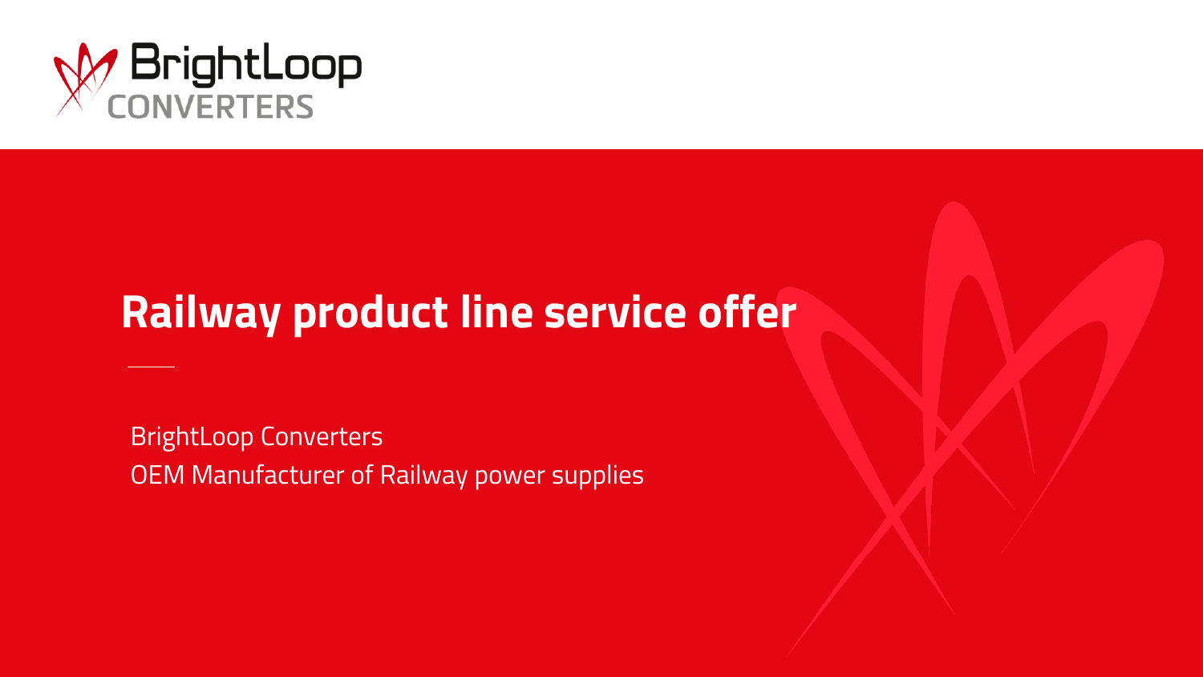BrightLoop CONVERTERS

# Railway product line service offer

BrightLoop Converters
OEM Manufacturer of Railway power supplies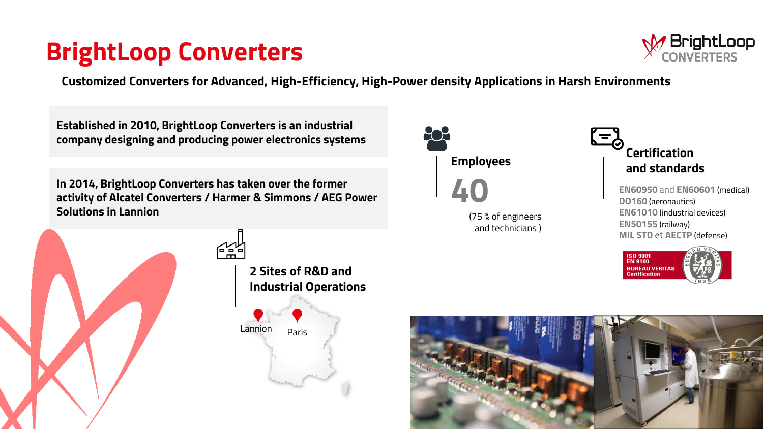# BrightLoop Converters

**Customized Converters for Advanced, High-Efficiency, High-Power density Applications in Harsh Environments**

**Established in 2010, BrightLoop Converters is an industrial company designing and producing power electronics systems**

**In 2014, BrightLoop Converters has taken over the former activity of Alcatel Converters / Harmer & Simmons / AEG Power Solutions in Lannion**

## 2 Sites of R&D and Industrial Operations

Lannion

Paris

## Employees

**40**

(75 % of engineers and technicians )

## Certification and standards

- **EN60950** and **EN60601** (medical)
- **DO160** (aeronautics)
- **EN61010** (industrial devices)
- **EN50155** (railway)
- **MIL STD** et **AECTP** (defense)

ISO 9001
EN 9100
BUREAU VERITAS
Certification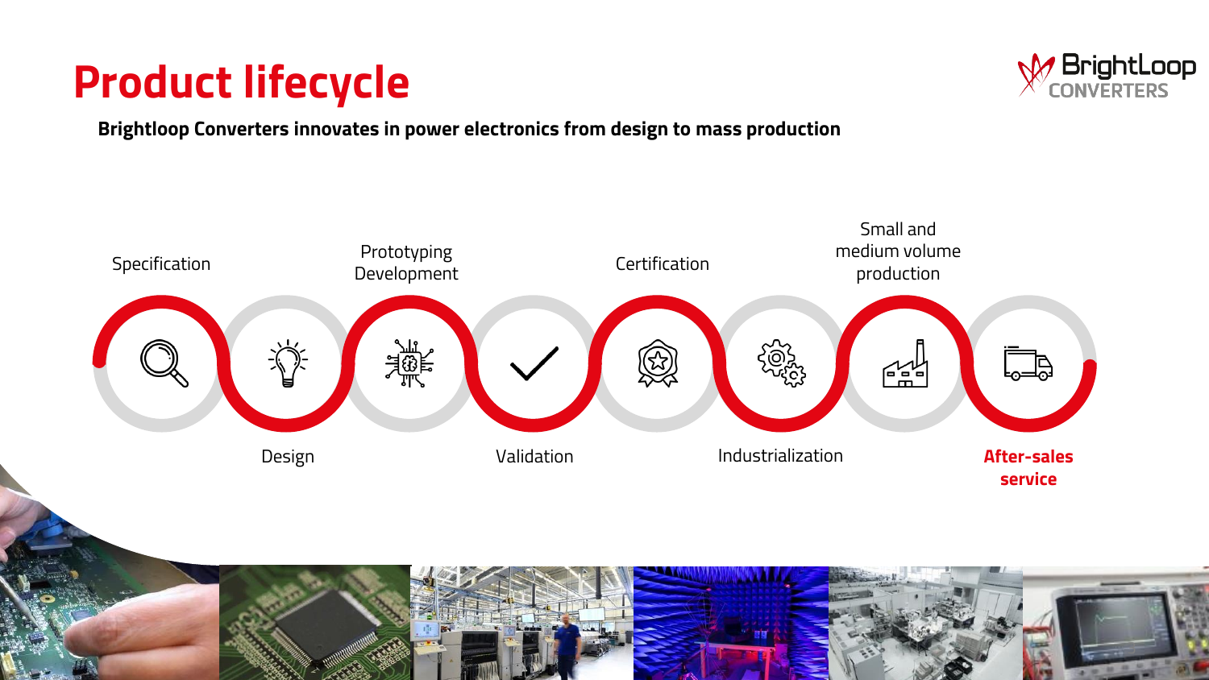# Product lifecycle

**Brightloop Converters innovates in power electronics from design to mass production**

- Specification
- Design
- Prototyping Development
- Validation
- Certification
- Industrialization
- Small and medium volume production
- **After-sales service**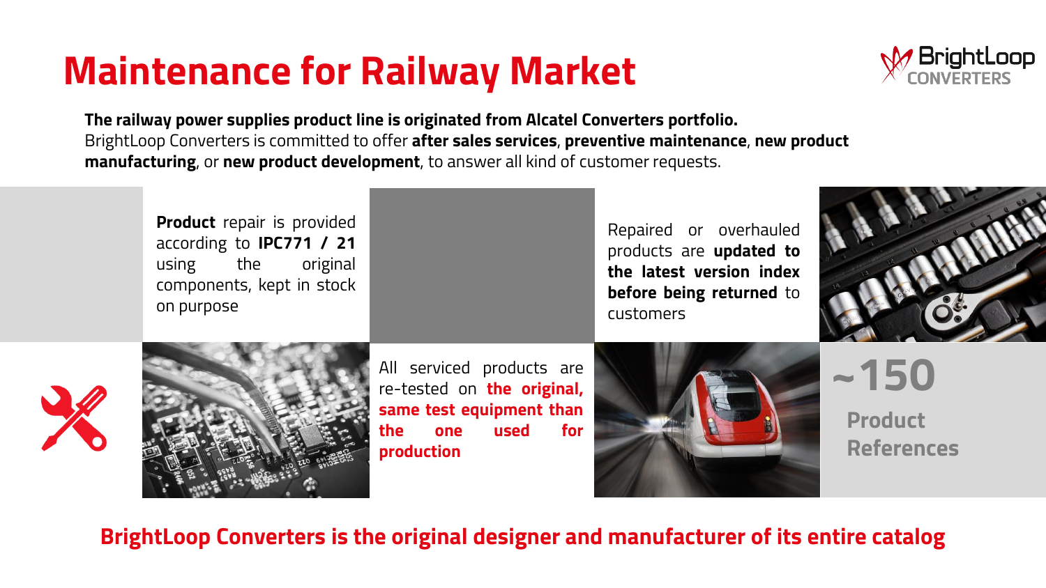# Maintenance for Railway Market

**The railway power supplies product line is originated from Alcatel Converters portfolio.**
BrightLoop Converters is committed to offer **after sales services**, **preventive maintenance**, **new product manufacturing**, or **new product development**, to answer all kind of customer requests.

**Product** repair is provided according to **IPC771 / 21** using the original components, kept in stock on purpose

Repaired or overhauled products are **updated to the latest version index before being returned** to customers

All serviced products are re-tested on **the original, same test equipment than the one used for production**

**~150**

**Product References**

**BrightLoop Converters is the original designer and manufacturer of its entire catalog**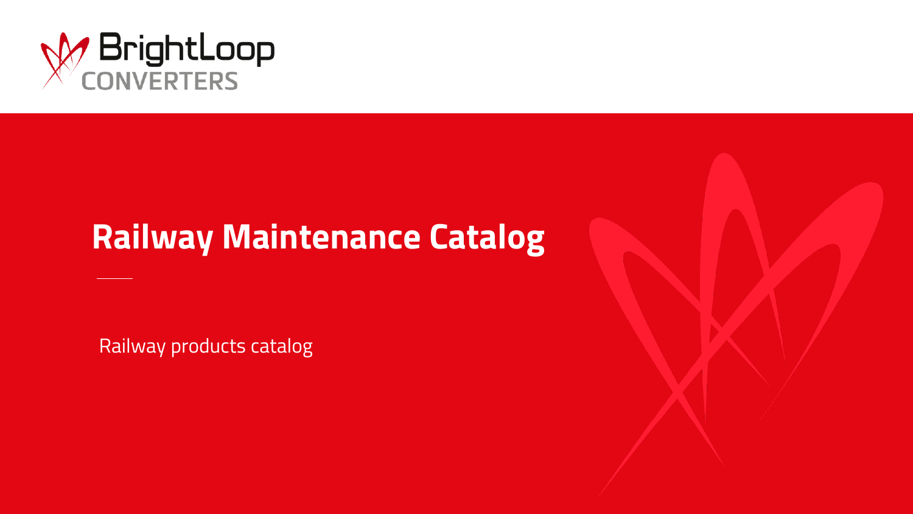BrightLoop CONVERTERS

# Railway Maintenance Catalog

Railway products catalog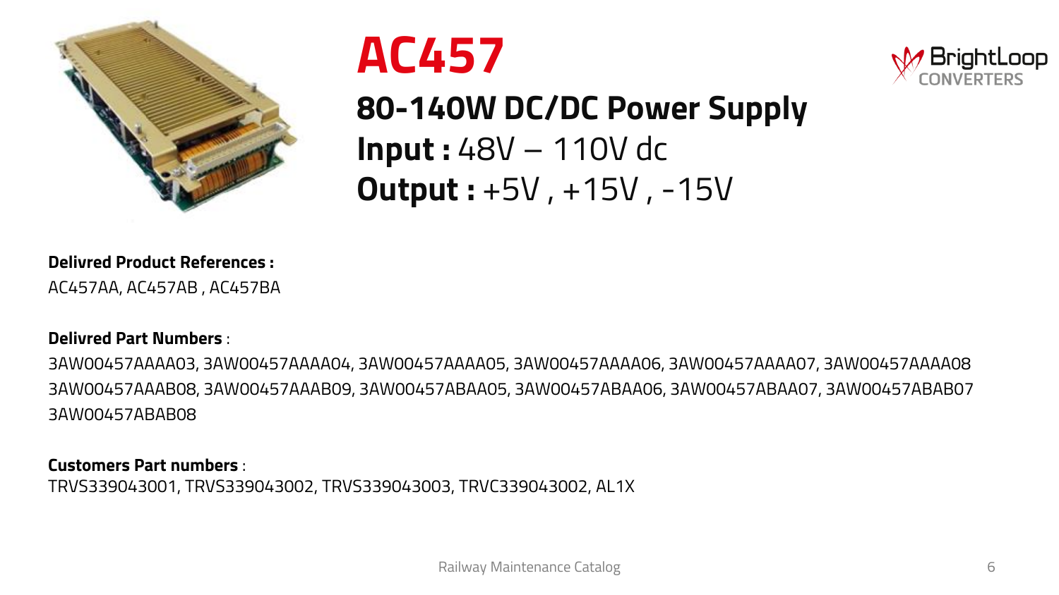# AC457

## 80-140W DC/DC Power Supply

**Input :** 48V – 110V dc

**Output :** +5V , +15V , -15V

**Delivred Product References :**

AC457AA, AC457AB , AC457BA

**Delivred Part Numbers** :

3AW00457AAAA03, 3AW00457AAAA04, 3AW00457AAAA05, 3AW00457AAAA06, 3AW00457AAAA07, 3AW00457AAAA08
3AW00457AAAB08, 3AW00457AAAB09, 3AW00457ABAA05, 3AW00457ABAA06, 3AW00457ABAA07, 3AW00457ABAB07
3AW00457ABAB08

**Customers Part numbers** :

TRVS339043001, TRVS339043002, TRVS339043003, TRVC339043002, AL1X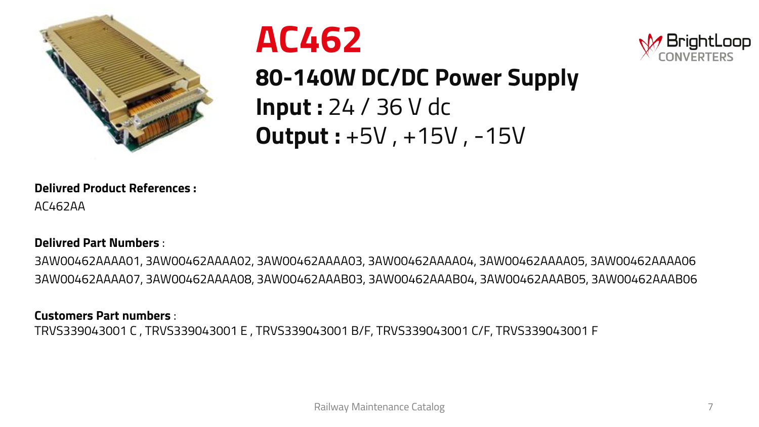# AC462

## 80-140W DC/DC Power Supply

**Input :** 24 / 36 V dc

**Output :** +5V , +15V , -15V

**Delivred Product References :**

AC462AA

**Delivred Part Numbers** :

3AW00462AAAA01, 3AW00462AAAA02, 3AW00462AAAA03, 3AW00462AAAA04, 3AW00462AAAA05, 3AW00462AAAA06 3AW00462AAAA07, 3AW00462AAAA08, 3AW00462AAAB03, 3AW00462AAAB04, 3AW00462AAAB05, 3AW00462AAAB06

**Customers Part numbers** :

TRVS339043001 C , TRVS339043001 E , TRVS339043001 B/F, TRVS339043001 C/F, TRVS339043001 F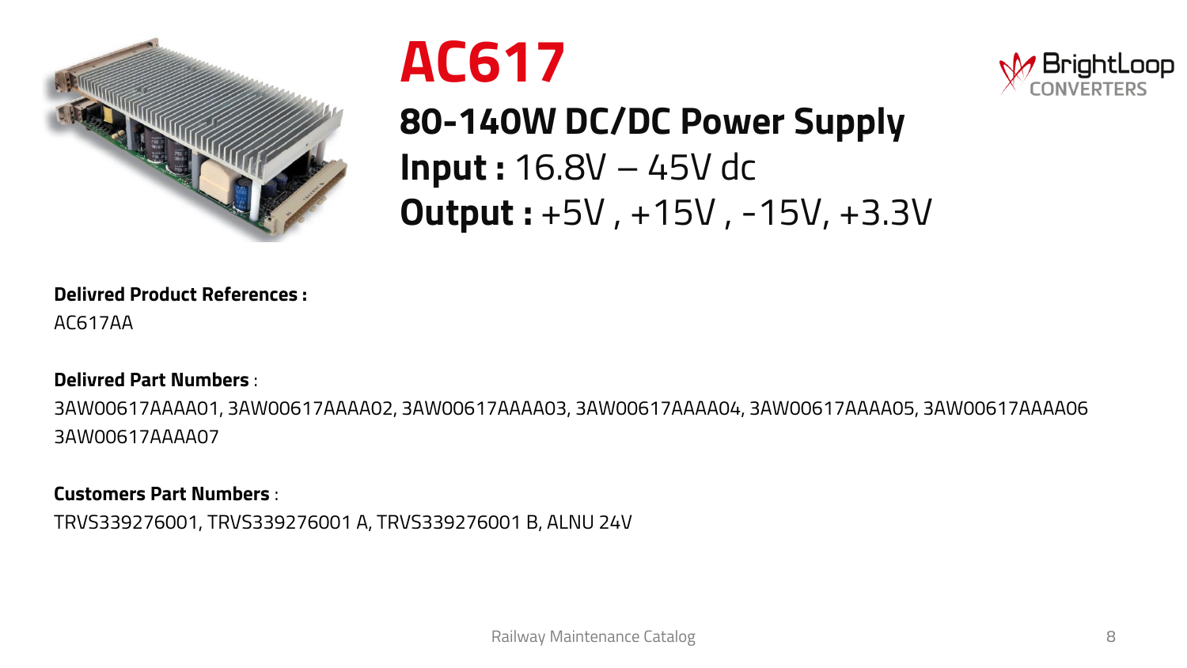# AC617

## 80-140W DC/DC Power Supply

**Input :** 16.8V – 45V dc

**Output :** +5V , +15V , -15V, +3.3V

**Delivred Product References :**

AC617AA

**Delivred Part Numbers** :

3AW00617AAAA01, 3AW00617AAAA02, 3AW00617AAAA03, 3AW00617AAAA04, 3AW00617AAAA05, 3AW00617AAAA06 3AW00617AAAA07

**Customers Part Numbers** :

TRVS339276001, TRVS339276001 A, TRVS339276001 B, ALNU 24V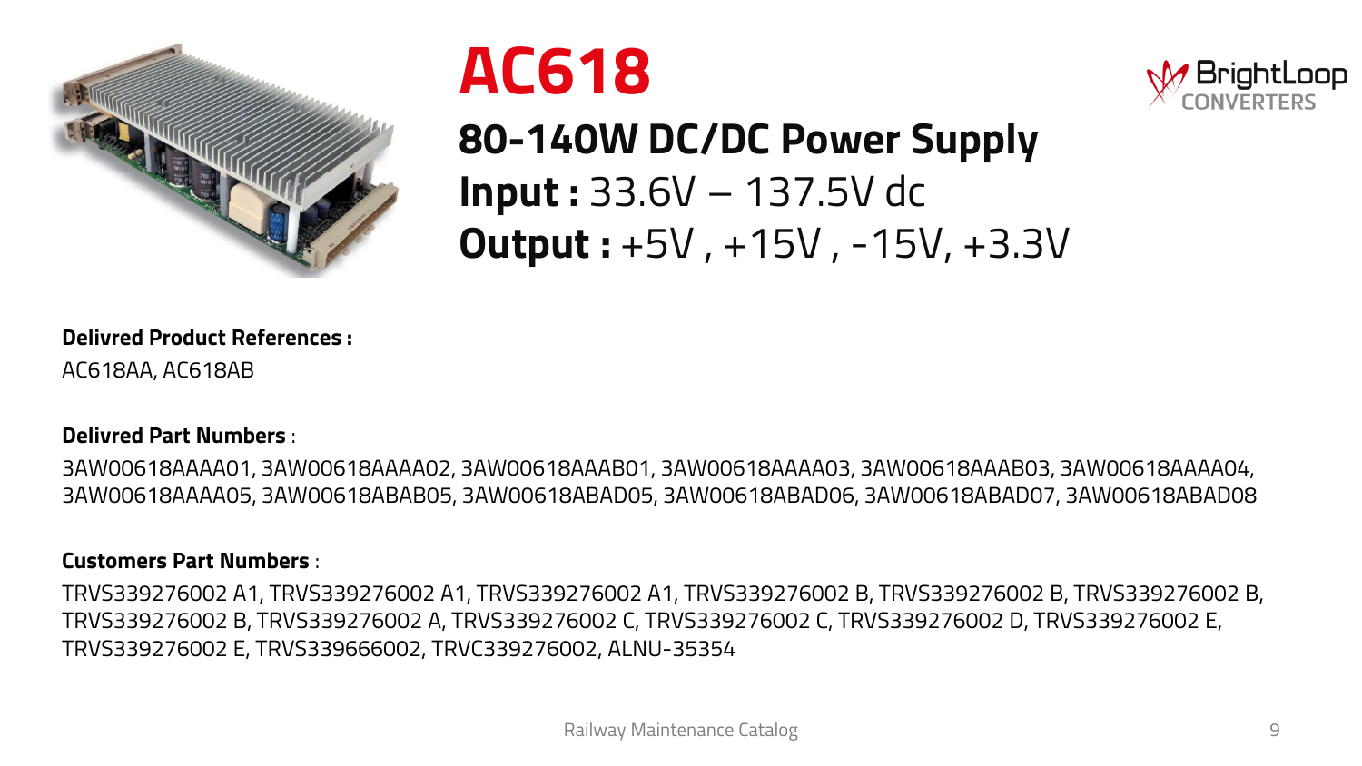# AC618

## 80-140W DC/DC Power Supply

**Input :** 33.6V – 137.5V dc

**Output :** +5V , +15V , -15V, +3.3V

**Delivred Product References :**

AC618AA, AC618AB

**Delivred Part Numbers** :

3AW00618AAAA01, 3AW00618AAAA02, 3AW00618AAAB01, 3AW00618AAAA03, 3AW00618AAAB03, 3AW00618AAAA04, 3AW00618AAAA05, 3AW00618ABAB05, 3AW00618ABAD05, 3AW00618ABAD06, 3AW00618ABAD07, 3AW00618ABAD08

**Customers Part Numbers** :

TRVS339276002 A1, TRVS339276002 A1, TRVS339276002 A1, TRVS339276002 B, TRVS339276002 B, TRVS339276002 B, TRVS339276002 B, TRVS339276002 A, TRVS339276002 C, TRVS339276002 C, TRVS339276002 D, TRVS339276002 E, TRVS339276002 E, TRVS339666002, TRVC339276002, ALNU-35354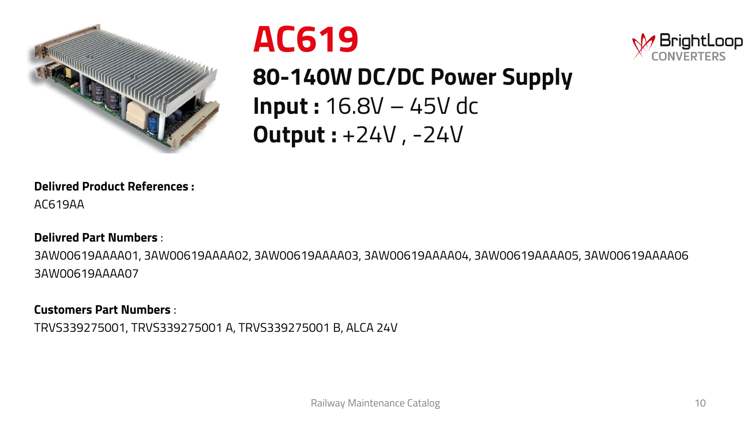# AC619

## 80-140W DC/DC Power Supply

**Input :** 16.8V – 45V dc

**Output :** +24V , -24V

**Delivred Product References :**

AC619AA

**Delivred Part Numbers** :

3AW00619AAAA01, 3AW00619AAAA02, 3AW00619AAAA03, 3AW00619AAAA04, 3AW00619AAAA05, 3AW00619AAAA06
3AW00619AAAA07

**Customers Part Numbers** :

TRVS339275001, TRVS339275001 A, TRVS339275001 B, ALCA 24V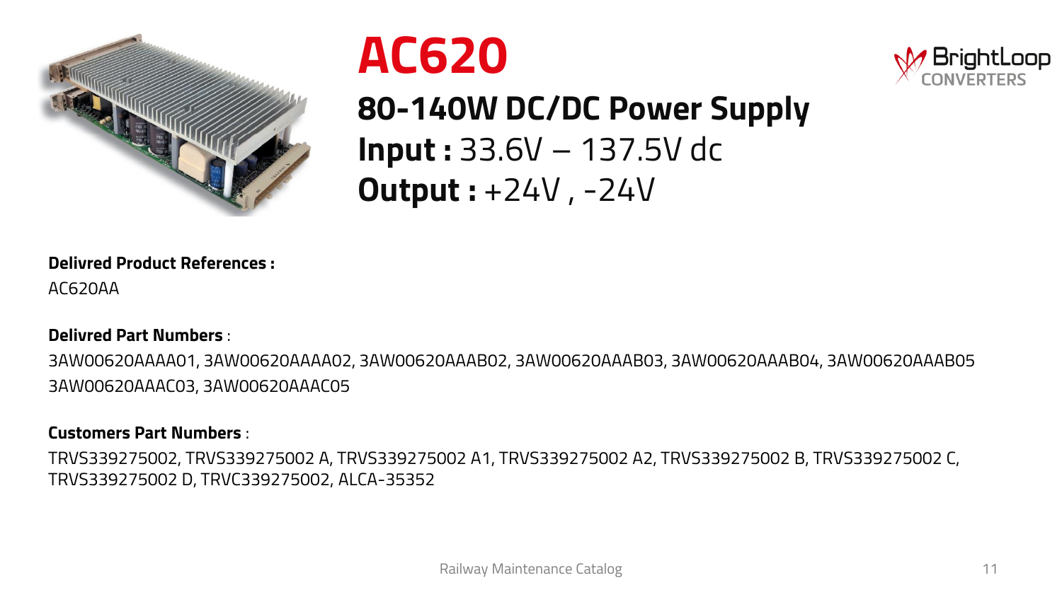# AC620

BrightLoop CONVERTERS

## 80-140W DC/DC Power Supply

**Input :** 33.6V – 137.5V dc

**Output :** +24V , -24V

**Delivred Product References :**

AC620AA

**Delivred Part Numbers** :

3AW00620AAAA01, 3AW00620AAAA02, 3AW00620AAAB02, 3AW00620AAAB03, 3AW00620AAAB04, 3AW00620AAAB05 3AW00620AAAC03, 3AW00620AAAC05

**Customers Part Numbers** :

TRVS339275002, TRVS339275002 A, TRVS339275002 A1, TRVS339275002 A2, TRVS339275002 B, TRVS339275002 C, TRVS339275002 D, TRVC339275002, ALCA-35352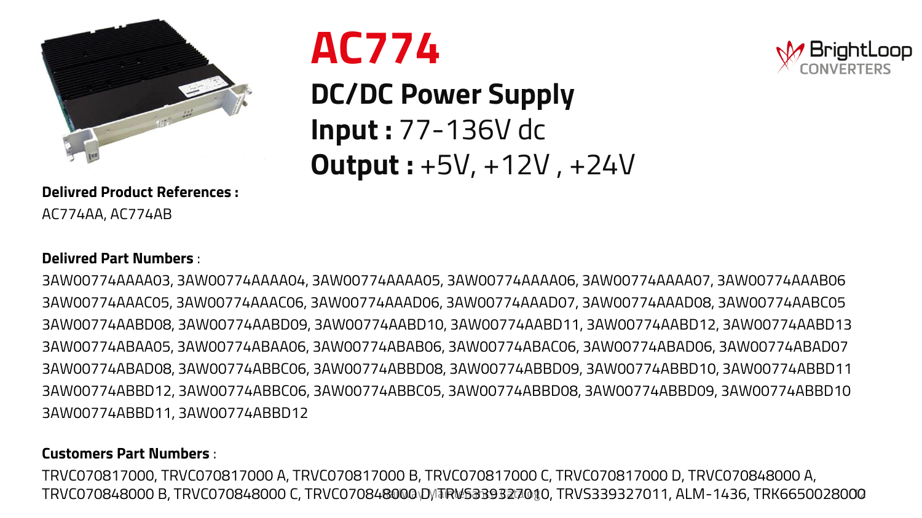# AC774

## DC/DC Power Supply

**Input :** 77-136V dc

**Output :** +5V, +12V , +24V

BrightLoop CONVERTERS

**Delivred Product References :**

AC774AA, AC774AB

**Delivred Part Numbers** :

3AW00774AAAA03, 3AW00774AAAA04, 3AW00774AAAA05, 3AW00774AAAA06, 3AW00774AAAA07, 3AW00774AAAB06 3AW00774AAAC05, 3AW00774AAAC06, 3AW00774AAAD06, 3AW00774AAAD07, 3AW00774AAAD08, 3AW00774AABC05 3AW00774AABD08, 3AW00774AABD09, 3AW00774AABD10, 3AW00774AABD11, 3AW00774AABD12, 3AW00774AABD13 3AW00774ABAA05, 3AW00774ABAA06, 3AW00774ABAB06, 3AW00774ABAC06, 3AW00774ABAD06, 3AW00774ABAD07 3AW00774ABAD08, 3AW00774ABBC06, 3AW00774ABBD08, 3AW00774ABBD09, 3AW00774ABBD10, 3AW00774ABBD11 3AW00774ABBD12, 3AW00774ABBC06, 3AW00774ABBC05, 3AW00774ABBD08, 3AW00774ABBD09, 3AW00774ABBD10 3AW00774ABBD11, 3AW00774ABBD12

**Customers Part Numbers** :

TRVC070817000, TRVC070817000 A, TRVC070817000 B, TRVC070817000 C, TRVC070817000 D, TRVC070848000 A, TRVC070848000 B, TRVC070848000 C, TRVC070848000 D, TRVS339327010, TRVS339327011, ALM-1436, TRK6650028000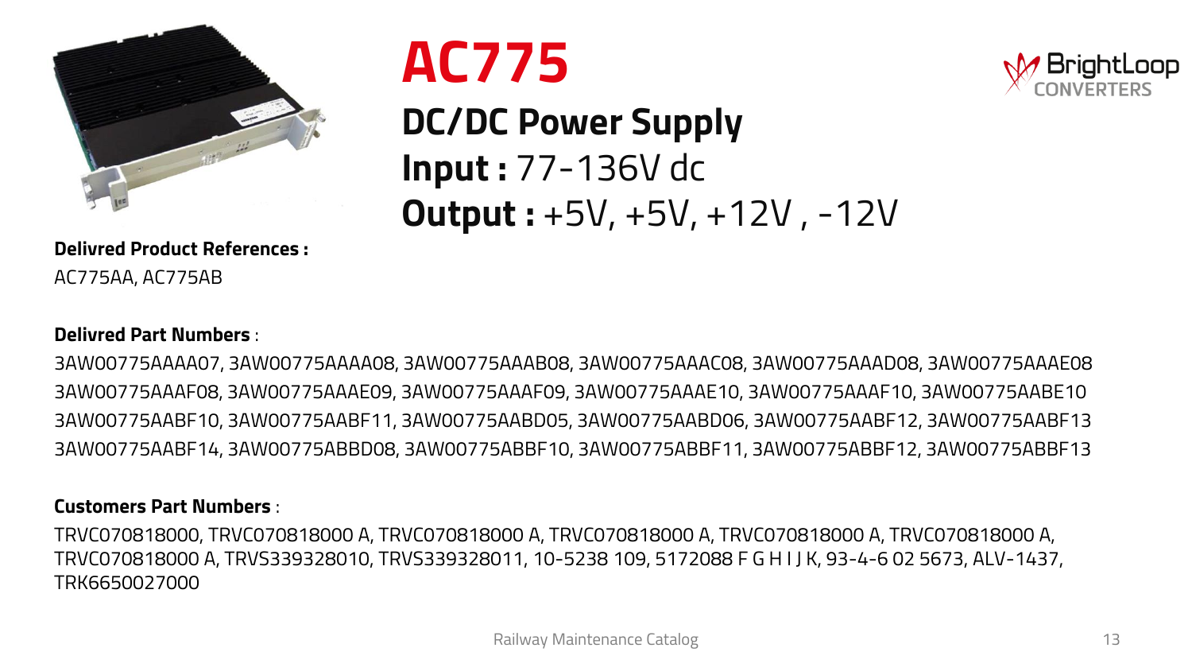# AC775

## DC/DC Power Supply

**Input :** 77-136V dc

**Output :** +5V, +5V, +12V , -12V

BrightLoop CONVERTERS

**Delivred Product References :**

AC775AA, AC775AB

**Delivred Part Numbers** :

3AW00775AAAA07, 3AW00775AAAA08, 3AW00775AAAB08, 3AW00775AAAC08, 3AW00775AAAD08, 3AW00775AAAE08
3AW00775AAAF08, 3AW00775AAAE09, 3AW00775AAAF09, 3AW00775AAAE10, 3AW00775AAAF10, 3AW00775AABE10
3AW00775AABF10, 3AW00775AABF11, 3AW00775AABD05, 3AW00775AABD06, 3AW00775AABF12, 3AW00775AABF13
3AW00775AABF14, 3AW00775ABBD08, 3AW00775ABBF10, 3AW00775ABBF11, 3AW00775ABBF12, 3AW00775ABBF13

**Customers Part Numbers** :

TRVC070818000, TRVC070818000 A, TRVC070818000 A, TRVC070818000 A, TRVC070818000 A, TRVC070818000 A,
TRVC070818000 A, TRVS339328010, TRVS339328011, 10-5238 109, 5172088 F G H I J K, 93-4-6 02 5673, ALV-1437,
TRK6650027000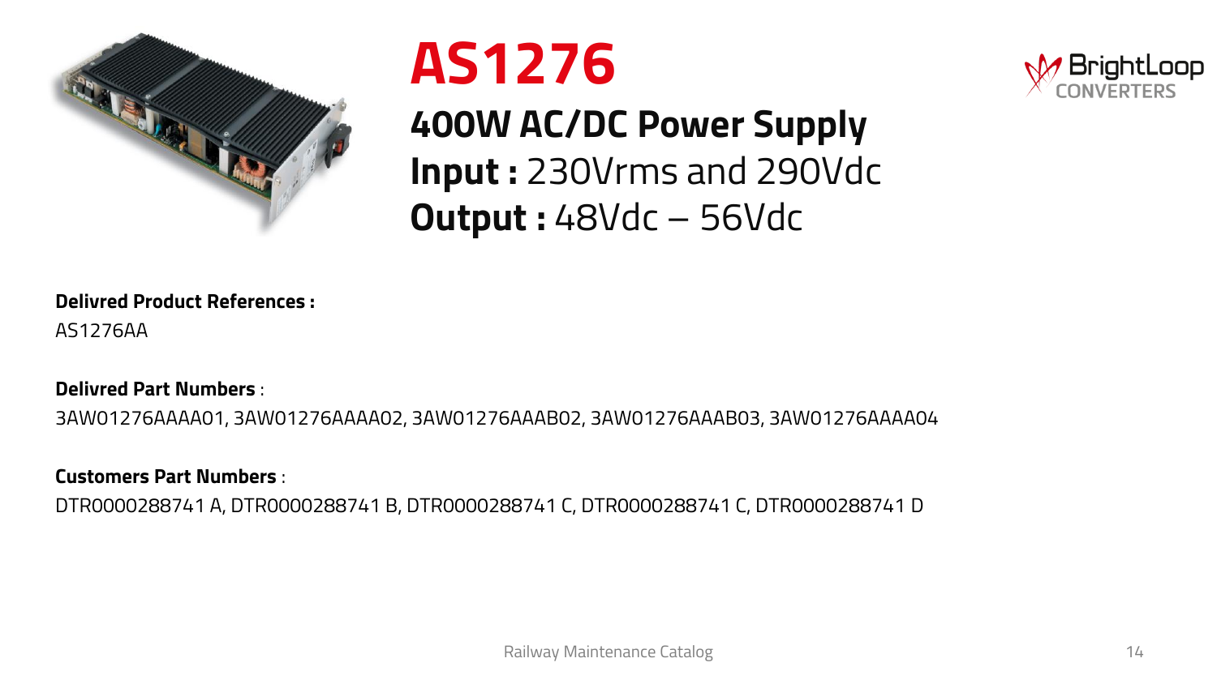# AS1276

## 400W AC/DC Power Supply

**Input :** 230Vrms and 290Vdc

**Output :** 48Vdc – 56Vdc

**Delivred Product References :**

AS1276AA

**Delivred Part Numbers** :

3AW01276AAAA01, 3AW01276AAAA02, 3AW01276AAAB02, 3AW01276AAAB03, 3AW01276AAAA04

**Customers Part Numbers** :

DTR0000288741 A, DTR0000288741 B, DTR0000288741 C, DTR0000288741 C, DTR0000288741 D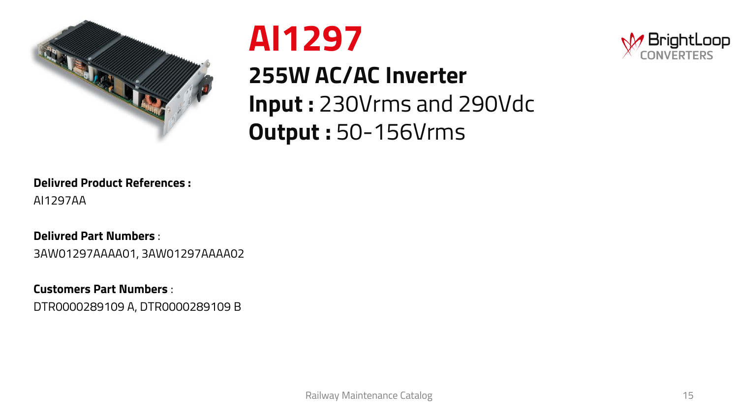# AI1297

## 255W AC/AC Inverter

**Input :** 230Vrms and 290Vdc

**Output :** 50-156Vrms

BrightLoop CONVERTERS

**Delivred Product References :**

AI1297AA

**Delivred Part Numbers** :

3AW01297AAAA01, 3AW01297AAAA02

**Customers Part Numbers** :

DTR0000289109 A, DTR0000289109 B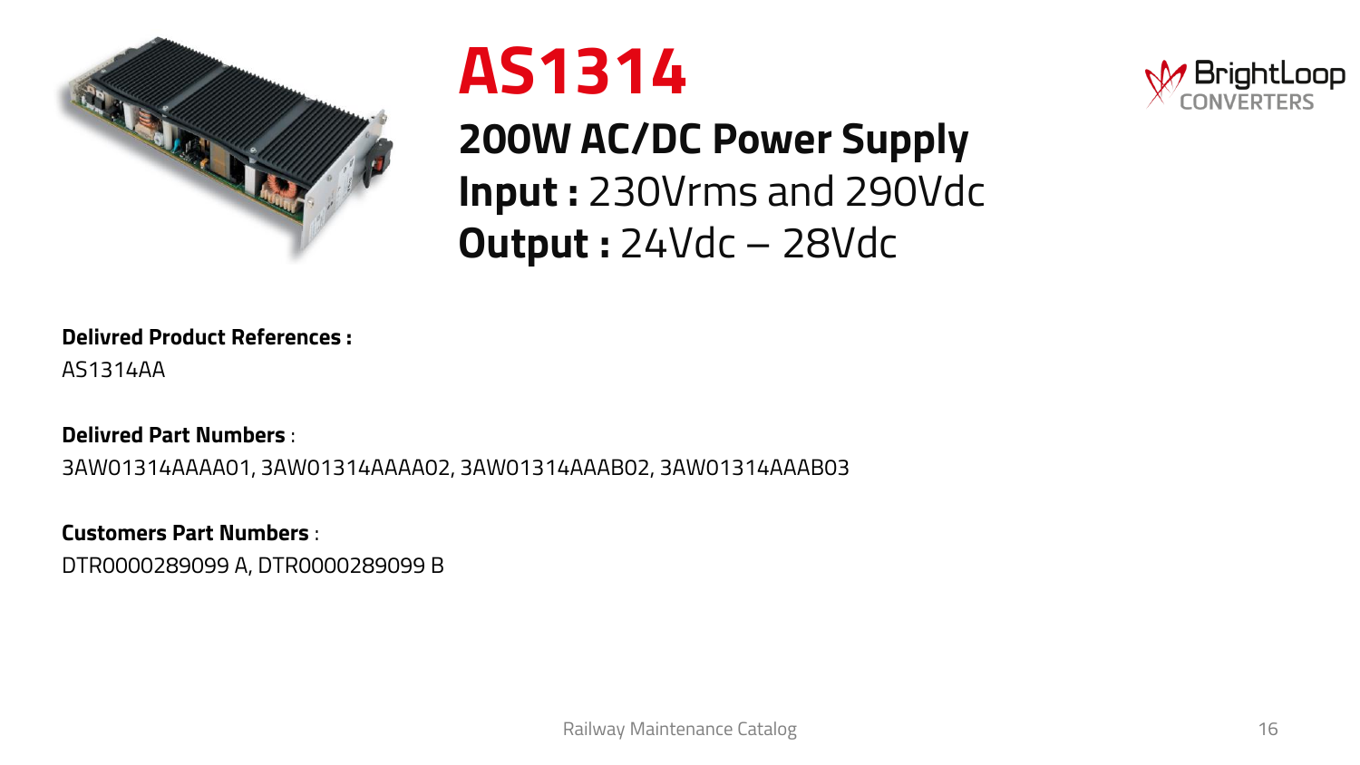# AS1314

## 200W AC/DC Power Supply

**Input :** 230Vrms and 290Vdc

**Output :** 24Vdc – 28Vdc

**Delivred Product References :**

AS1314AA

**Delivred Part Numbers** :

3AW01314AAAA01, 3AW01314AAAA02, 3AW01314AAAB02, 3AW01314AAAB03

**Customers Part Numbers** :

DTR0000289099 A, DTR0000289099 B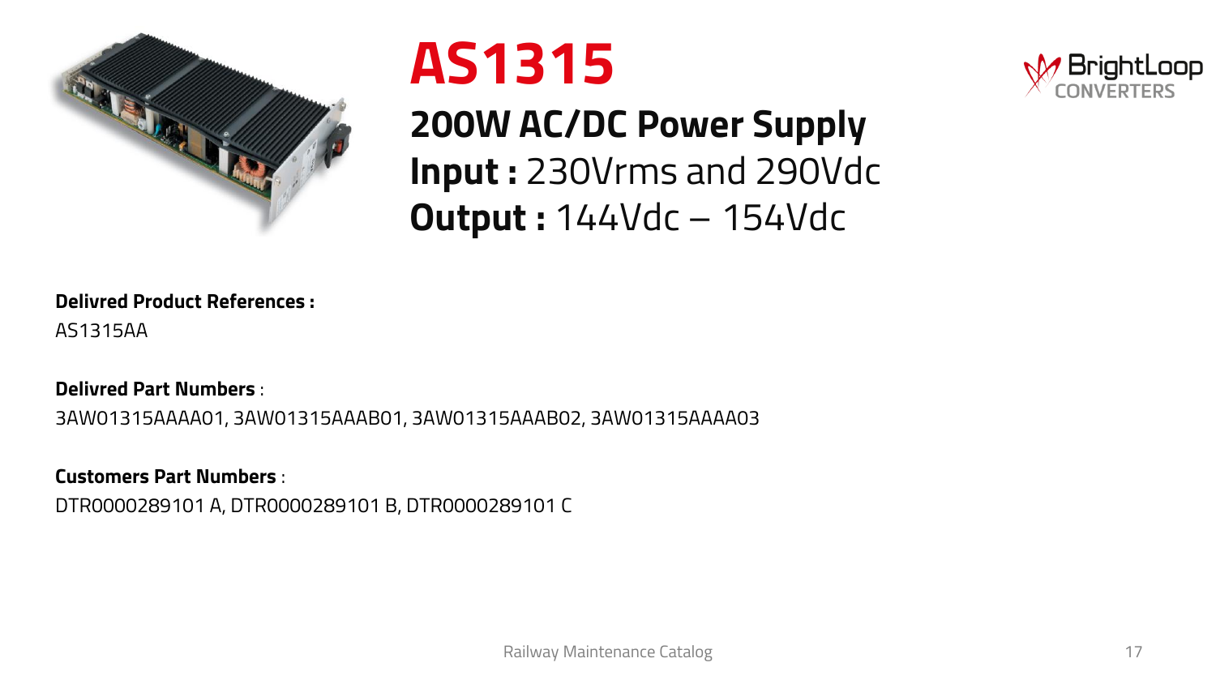# AS1315

## 200W AC/DC Power Supply

**Input :** 230Vrms and 290Vdc

**Output :** 144Vdc – 154Vdc

BrightLoop CONVERTERS

**Delivred Product References :**

AS1315AA

**Delivred Part Numbers** :

3AW01315AAAA01, 3AW01315AAAB01, 3AW01315AAAB02, 3AW01315AAAA03

**Customers Part Numbers** :

DTR0000289101 A, DTR0000289101 B, DTR0000289101 C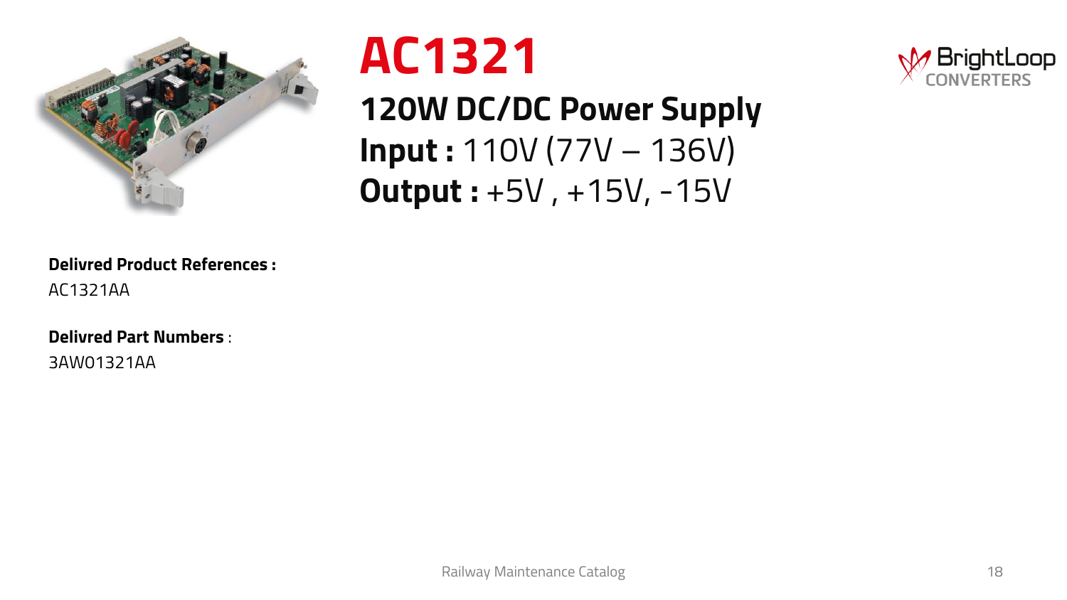# AC1321

## 120W DC/DC Power Supply

**Input :** 110V (77V – 136V)

**Output :** +5V , +15V, -15V

**Delivred Product References :**
AC1321AA

**Delivred Part Numbers** :
3AW01321AA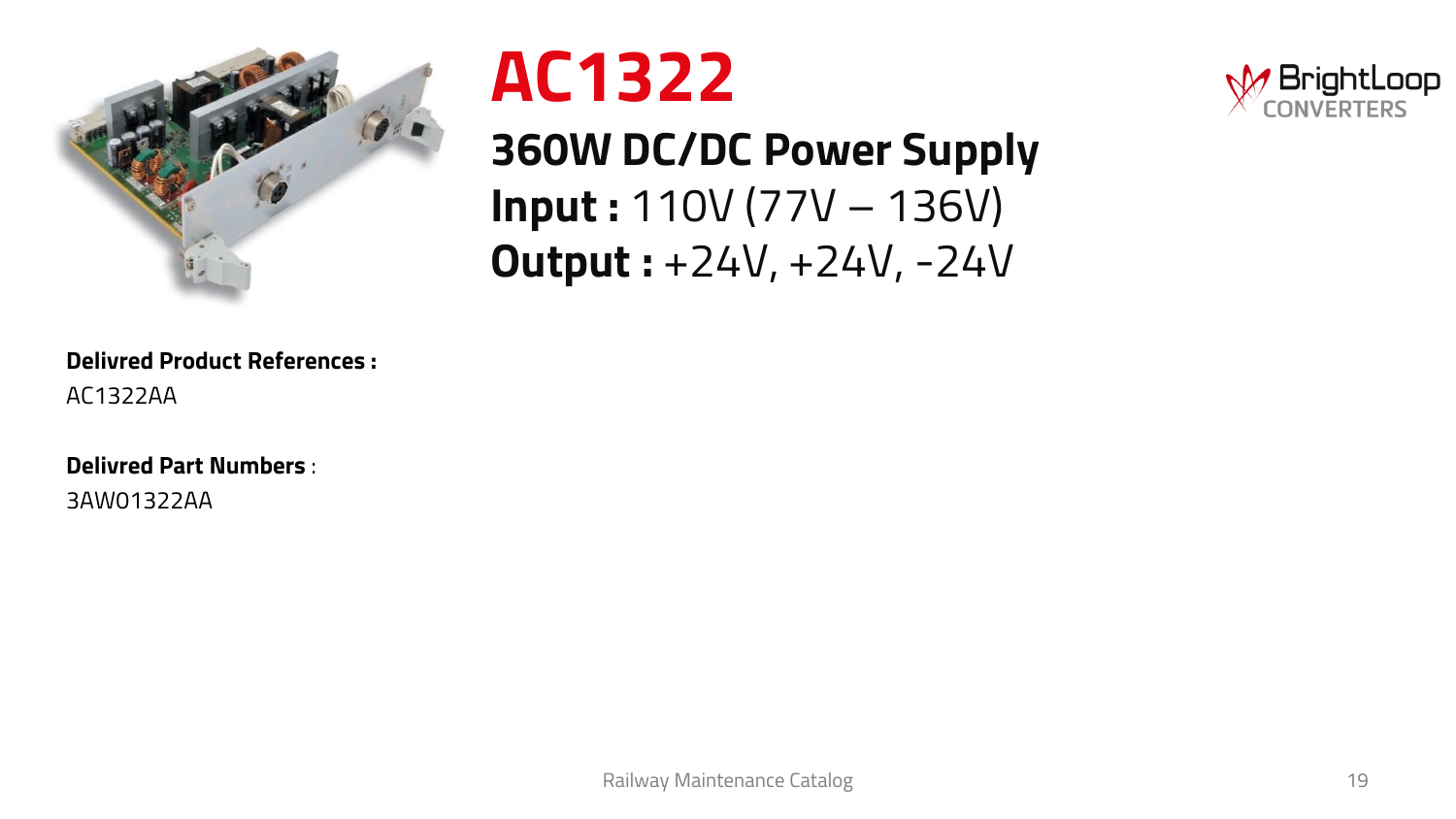# AC1322

## 360W DC/DC Power Supply

**Input :** 110V (77V – 136V)

**Output :** +24V, +24V, -24V

**Delivred Product References :**

AC1322AA

**Delivred Part Numbers** :

3AW01322AA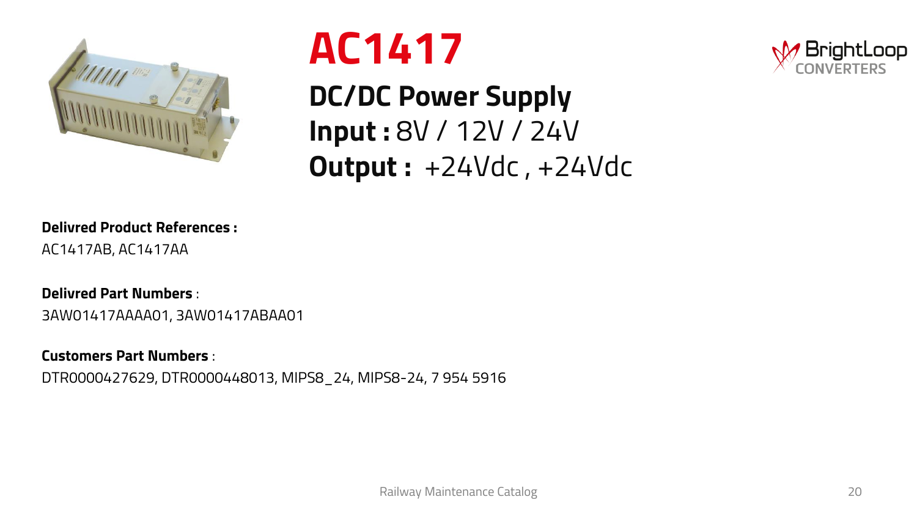# AC1417

## DC/DC Power Supply

**Input :** 8V / 12V / 24V

**Output :** +24Vdc , +24Vdc

**Delivred Product References :**
AC1417AB, AC1417AA

**Delivred Part Numbers** :
3AW01417AAAA01, 3AW01417ABAA01

**Customers Part Numbers** :
DTR0000427629, DTR0000448013, MIPS8_24, MIPS8-24, 7 954 5916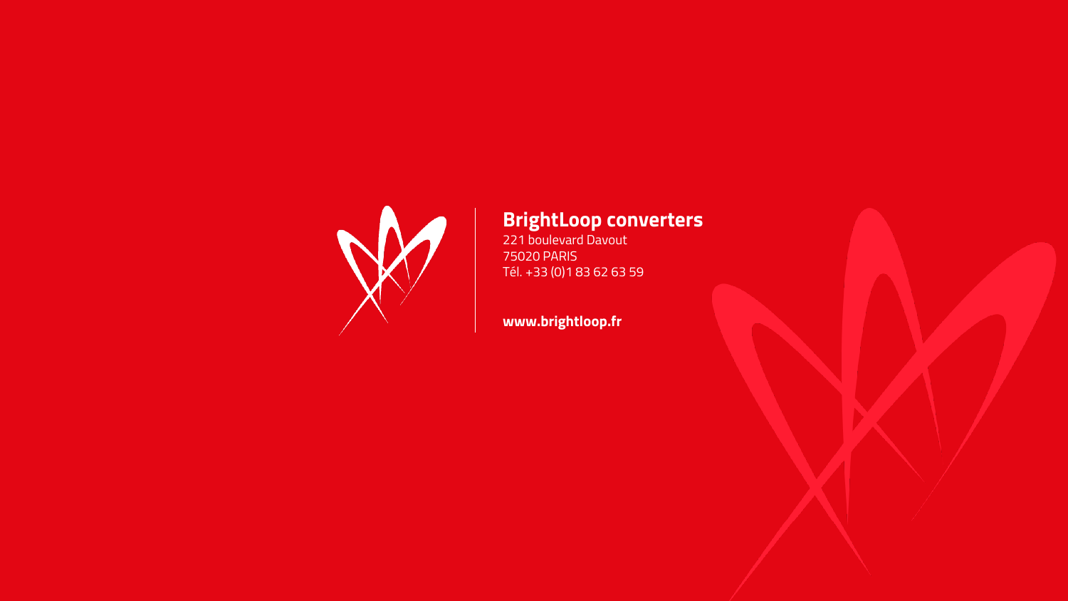**BrightLoop converters**

221 boulevard Davout
75020 PARIS
Tél. +33 (0)1 83 62 63 59

**www.brightloop.fr**